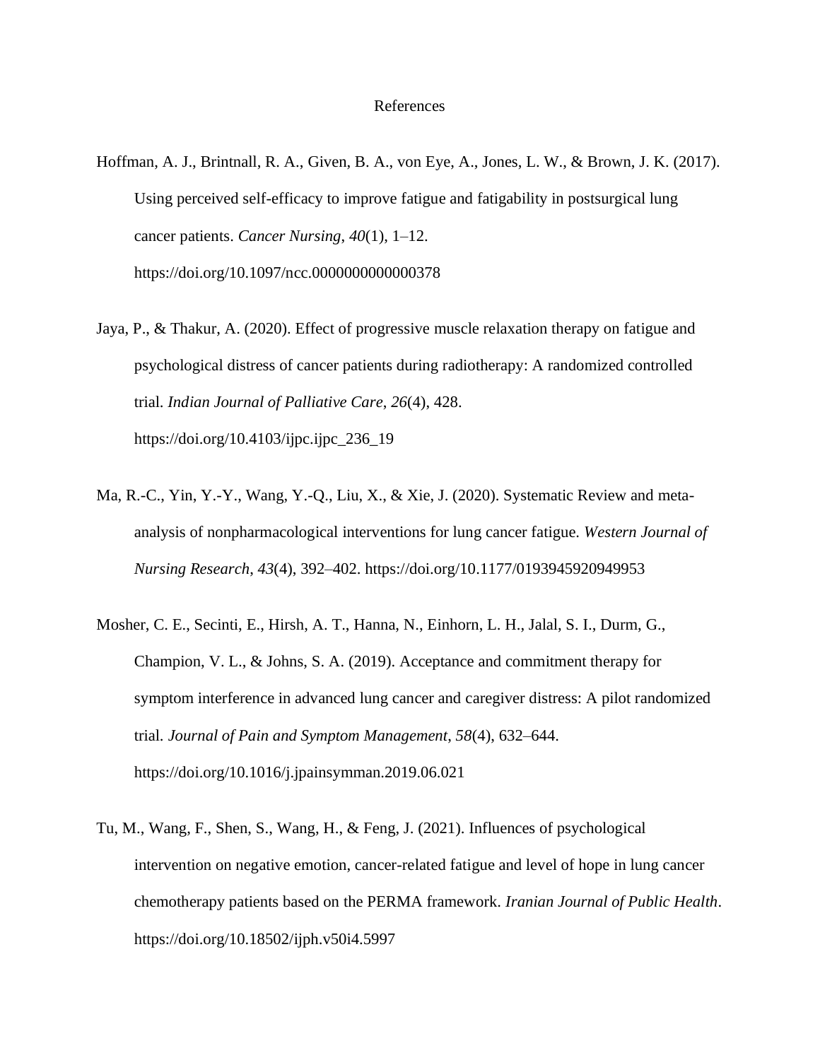# References

Hoffman, A. J., Brintnall, R. A., Given, B. A., von Eye, A., Jones, L. W., & Brown, J. K. (2017). Using perceived self-efficacy to improve fatigue and fatigability in postsurgical lung cancer patients. *Cancer Nursing*, *40*(1), 1–12. https://doi.org/10.1097/ncc.0000000000000378

Jaya, P., & Thakur, A. (2020). Effect of progressive muscle relaxation therapy on fatigue and psychological distress of cancer patients during radiotherapy: A randomized controlled trial. *Indian Journal of Palliative Care*, *26*(4), 428. https://doi.org/10.4103/ijpc.ijpc_236_19

Ma, R.-C., Yin, Y.-Y., Wang, Y.-Q., Liu, X., & Xie, J. (2020). Systematic Review and meta-analysis of nonpharmacological interventions for lung cancer fatigue. *Western Journal of Nursing Research*, *43*(4), 392–402. https://doi.org/10.1177/0193945920949953

Mosher, C. E., Secinti, E., Hirsh, A. T., Hanna, N., Einhorn, L. H., Jalal, S. I., Durm, G., Champion, V. L., & Johns, S. A. (2019). Acceptance and commitment therapy for symptom interference in advanced lung cancer and caregiver distress: A pilot randomized trial. *Journal of Pain and Symptom Management*, *58*(4), 632–644. https://doi.org/10.1016/j.jpainsymman.2019.06.021

Tu, M., Wang, F., Shen, S., Wang, H., & Feng, J. (2021). Influences of psychological intervention on negative emotion, cancer-related fatigue and level of hope in lung cancer chemotherapy patients based on the PERMA framework. *Iranian Journal of Public Health*. https://doi.org/10.18502/ijph.v50i4.5997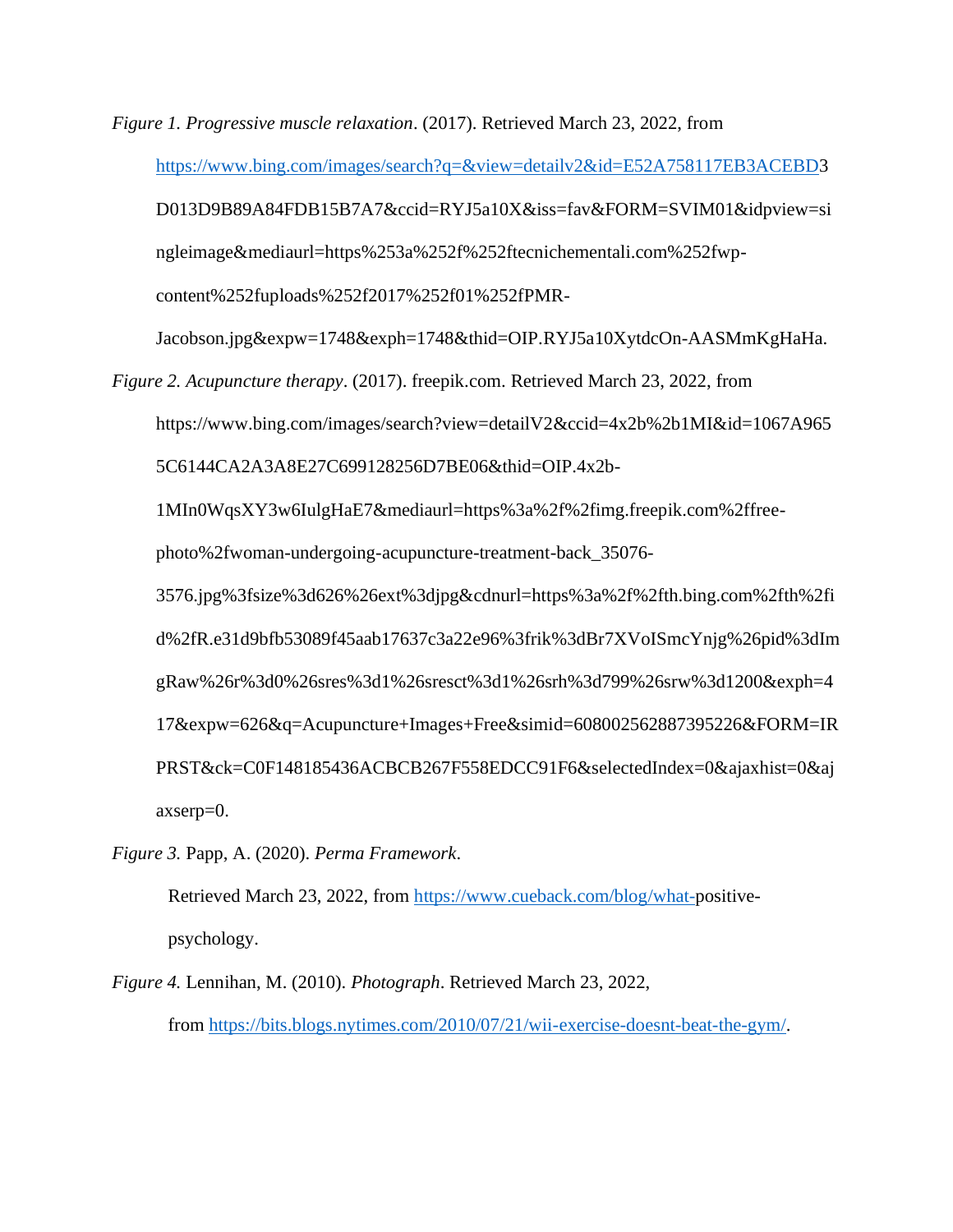*Figure 1. Progressive muscle relaxation*. (2017). Retrieved March 23, 2022, from https://www.bing.com/images/search?q=&view=detailv2&id=E52A758117EB3ACEBD3D013D9B89A84FDB15B7A7&ccid=RYJ5a10X&iss=fav&FORM=SVIM01&idpview=singleimage&mediaurl=https%253a%252f%252ftecnichementali.com%252fwp-content%252fuploads%252f2017%252f01%252fPMR-Jacobson.jpg&expw=1748&exph=1748&thid=OIP.RYJ5a10XytdcOn-AASMmKgHaHa.

*Figure 2. Acupuncture therapy*. (2017). freepik.com. Retrieved March 23, 2022, from https://www.bing.com/images/search?view=detailV2&ccid=4x2b%2b1MI&id=1067A9655C6144CA2A3A8E27C699128256D7BE06&thid=OIP.4x2b-1MIn0WqsXY3w6IulgHaE7&mediaurl=https%3a%2f%2fimg.freepik.com%2ffree-photo%2fwoman-undergoing-acupuncture-treatment-back_35076-3576.jpg%3fsize%3d626%26ext%3djpg&cdnurl=https%3a%2f%2fth.bing.com%2fth%2fid%2fR.e31d9bfb53089f45aab17637c3a22e96%3frik%3dBr7XVoISmcYnjg%26pid%3dImgRaw%26r%3d0%26sres%3d1%26sresct%3d1%26srh%3d799%26srw%3d1200&exph=417&expw=626&q=Acupuncture+Images+Free&simid=608002562887395226&FORM=IRPRST&ck=C0F148185436ACBCB267F558EDCC91F6&selectedIndex=0&ajaxhist=0&ajaxserp=0.

*Figure 3.* Papp, A. (2020). *Perma Framework*. Retrieved March 23, 2022, from https://www.cueback.com/blog/what-positive-psychology.

*Figure 4.* Lennihan, M. (2010). *Photograph*. Retrieved March 23, 2022, from https://bits.blogs.nytimes.com/2010/07/21/wii-exercise-doesnt-beat-the-gym/.